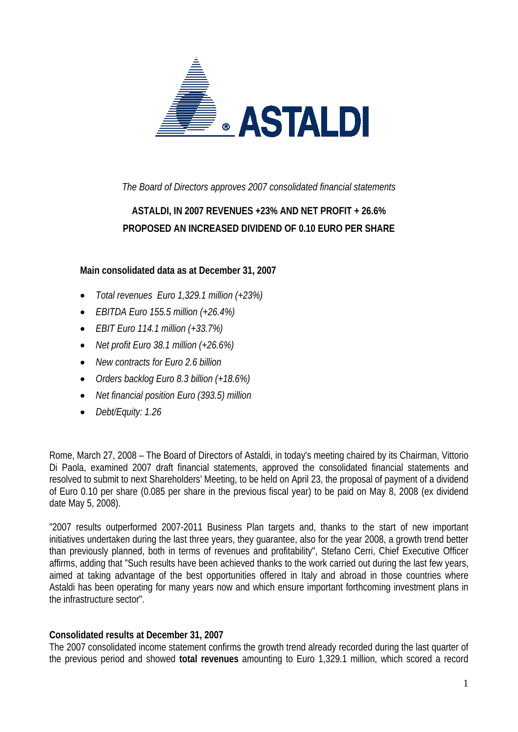*The Board of Directors approves 2007 consolidated financial statements*

# ASTALDI, IN 2007 REVENUES +23% AND NET PROFIT + 26.6%
# PROPOSED AN INCREASED DIVIDEND OF 0.10 EURO PER SHARE

**Main consolidated data as at December 31, 2007**

- *Total revenues Euro 1,329.1 million (+23%)*
- *EBITDA Euro 155.5 million (+26.4%)*
- *EBIT Euro 114.1 million (+33.7%)*
- *Net profit Euro 38.1 million (+26.6%)*
- *New contracts for Euro 2.6 billion*
- *Orders backlog Euro 8.3 billion (+18.6%)*
- *Net financial position Euro (393.5) million*
- *Debt/Equity: 1.26*

Rome, March 27, 2008 – The Board of Directors of Astaldi, in today's meeting chaired by its Chairman, Vittorio Di Paola, examined 2007 draft financial statements, approved the consolidated financial statements and resolved to submit to next Shareholders' Meeting, to be held on April 23, the proposal of payment of a dividend of Euro 0.10 per share (0.085 per share in the previous fiscal year) to be paid on May 8, 2008 (ex dividend date May 5, 2008).

"2007 results outperformed 2007-2011 Business Plan targets and, thanks to the start of new important initiatives undertaken during the last three years, they guarantee, also for the year 2008, a growth trend better than previously planned, both in terms of revenues and profitability", Stefano Cerri, Chief Executive Officer affirms, adding that "Such results have been achieved thanks to the work carried out during the last few years, aimed at taking advantage of the best opportunities offered in Italy and abroad in those countries where Astaldi has been operating for many years now and which ensure important forthcoming investment plans in the infrastructure sector".

**Consolidated results at December 31, 2007**

The 2007 consolidated income statement confirms the growth trend already recorded during the last quarter of the previous period and showed **total revenues** amounting to Euro 1,329.1 million, which scored a record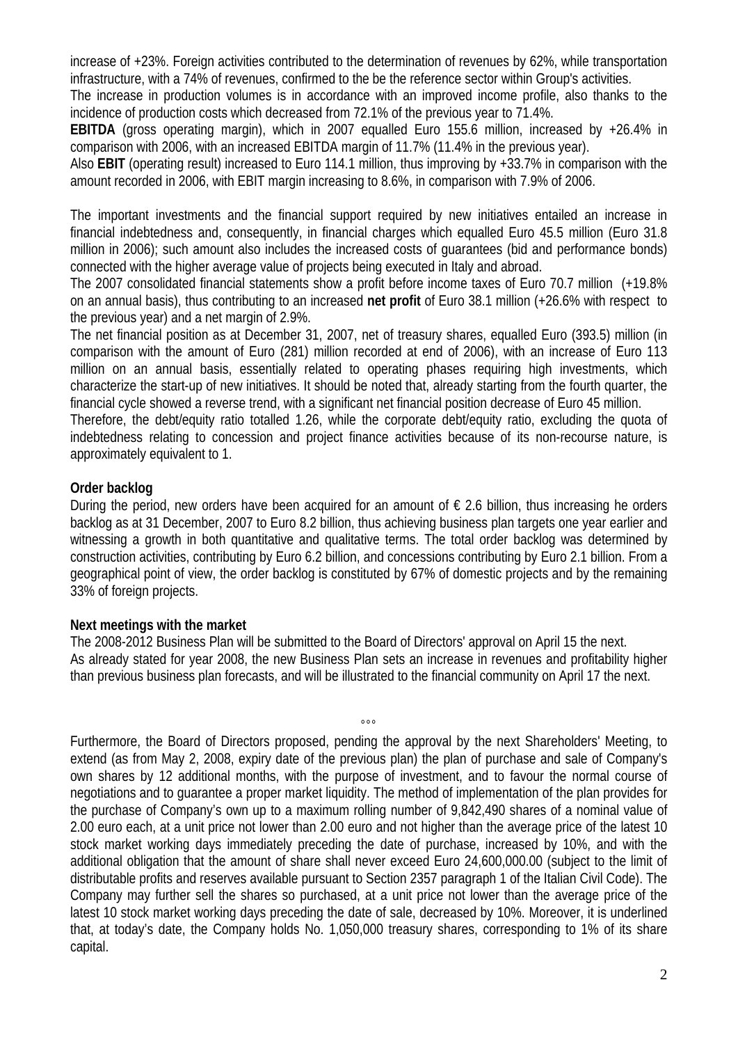increase of +23%. Foreign activities contributed to the determination of revenues by 62%, while transportation infrastructure, with a 74% of revenues, confirmed to the be the reference sector within Group's activities.

The increase in production volumes is in accordance with an improved income profile, also thanks to the incidence of production costs which decreased from 72.1% of the previous year to 71.4%.

**EBITDA** (gross operating margin), which in 2007 equalled Euro 155.6 million, increased by +26.4% in comparison with 2006, with an increased EBITDA margin of 11.7% (11.4% in the previous year).

Also **EBIT** (operating result) increased to Euro 114.1 million, thus improving by +33.7% in comparison with the amount recorded in 2006, with EBIT margin increasing to 8.6%, in comparison with 7.9% of 2006.

The important investments and the financial support required by new initiatives entailed an increase in financial indebtedness and, consequently, in financial charges which equalled Euro 45.5 million (Euro 31.8 million in 2006); such amount also includes the increased costs of guarantees (bid and performance bonds) connected with the higher average value of projects being executed in Italy and abroad.

The 2007 consolidated financial statements show a profit before income taxes of Euro 70.7 million (+19.8% on an annual basis), thus contributing to an increased **net profit** of Euro 38.1 million (+26.6% with respect to the previous year) and a net margin of 2.9%.

The net financial position as at December 31, 2007, net of treasury shares, equalled Euro (393.5) million (in comparison with the amount of Euro (281) million recorded at end of 2006), with an increase of Euro 113 million on an annual basis, essentially related to operating phases requiring high investments, which characterize the start-up of new initiatives. It should be noted that, already starting from the fourth quarter, the financial cycle showed a reverse trend, with a significant net financial position decrease of Euro 45 million.

Therefore, the debt/equity ratio totalled 1.26, while the corporate debt/equity ratio, excluding the quota of indebtedness relating to concession and project finance activities because of its non-recourse nature, is approximately equivalent to 1.

**Order backlog**

During the period, new orders have been acquired for an amount of € 2.6 billion, thus increasing he orders backlog as at 31 December, 2007 to Euro 8.2 billion, thus achieving business plan targets one year earlier and witnessing a growth in both quantitative and qualitative terms. The total order backlog was determined by construction activities, contributing by Euro 6.2 billion, and concessions contributing by Euro 2.1 billion. From a geographical point of view, the order backlog is constituted by 67% of domestic projects and by the remaining 33% of foreign projects.

**Next meetings with the market**

The 2008-2012 Business Plan will be submitted to the Board of Directors' approval on April 15 the next.
As already stated for year 2008, the new Business Plan sets an increase in revenues and profitability higher than previous business plan forecasts, and will be illustrated to the financial community on April 17 the next.

°°°

Furthermore, the Board of Directors proposed, pending the approval by the next Shareholders' Meeting, to extend (as from May 2, 2008, expiry date of the previous plan) the plan of purchase and sale of Company's own shares by 12 additional months, with the purpose of investment, and to favour the normal course of negotiations and to guarantee a proper market liquidity. The method of implementation of the plan provides for the purchase of Company's own up to a maximum rolling number of 9,842,490 shares of a nominal value of 2.00 euro each, at a unit price not lower than 2.00 euro and not higher than the average price of the latest 10 stock market working days immediately preceding the date of purchase, increased by 10%, and with the additional obligation that the amount of share shall never exceed Euro 24,600,000.00 (subject to the limit of distributable profits and reserves available pursuant to Section 2357 paragraph 1 of the Italian Civil Code). The Company may further sell the shares so purchased, at a unit price not lower than the average price of the latest 10 stock market working days preceding the date of sale, decreased by 10%. Moreover, it is underlined that, at today's date, the Company holds No. 1,050,000 treasury shares, corresponding to 1% of its share capital.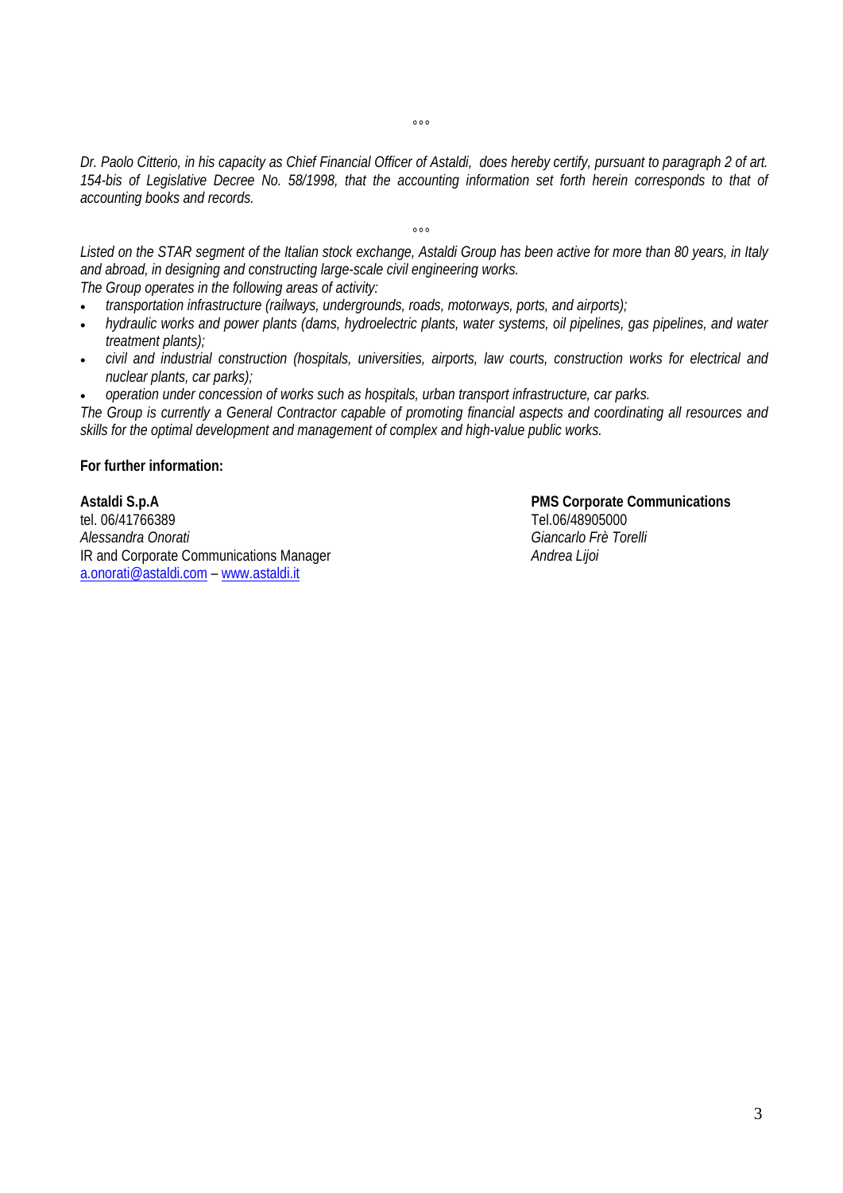°°°

*Dr. Paolo Citterio, in his capacity as Chief Financial Officer of Astaldi, does hereby certify, pursuant to paragraph 2 of art. 154-bis of Legislative Decree No. 58/1998, that the accounting information set forth herein corresponds to that of accounting books and records.*

°°°

*Listed on the STAR segment of the Italian stock exchange, Astaldi Group has been active for more than 80 years, in Italy and abroad, in designing and constructing large-scale civil engineering works.*

*The Group operates in the following areas of activity:*

- *transportation infrastructure (railways, undergrounds, roads, motorways, ports, and airports);*
- *hydraulic works and power plants (dams, hydroelectric plants, water systems, oil pipelines, gas pipelines, and water treatment plants);*
- *civil and industrial construction (hospitals, universities, airports, law courts, construction works for electrical and nuclear plants, car parks);*
- *operation under concession of works such as hospitals, urban transport infrastructure, car parks.*

*The Group is currently a General Contractor capable of promoting financial aspects and coordinating all resources and skills for the optimal development and management of complex and high-value public works.*

**For further information:**

**Astaldi S.p.A**
tel. 06/41766389
*Alessandra Onorati*
IR and Corporate Communications Manager
a.onorati@astaldi.com – www.astaldi.it

**PMS Corporate Communications**
Tel.06/48905000
*Giancarlo Frè Torelli*
*Andrea Lijoi*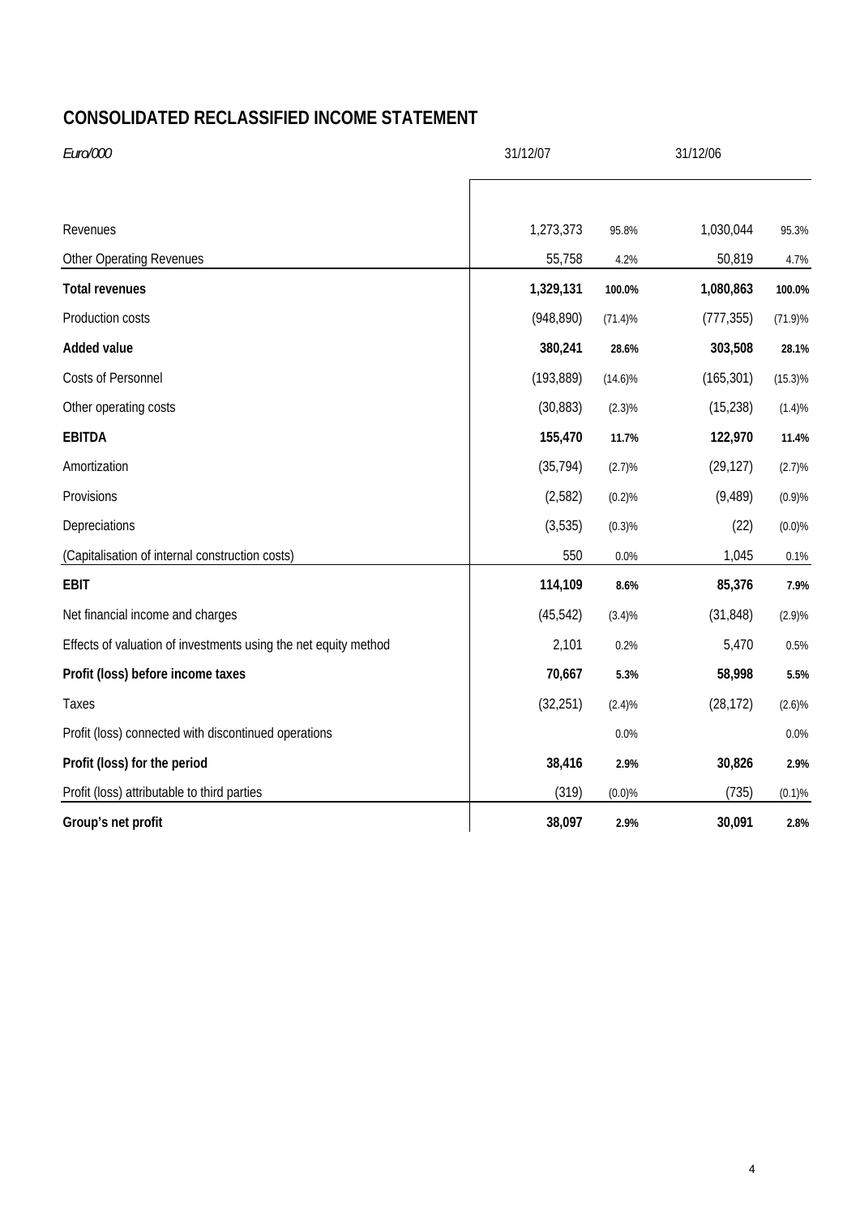## CONSOLIDATED RECLASSIFIED INCOME STATEMENT

| *Euro/000* | 31/12/07 | | 31/12/06 | |
|---|---|---|---|---|
| Revenues | 1,273,373 | 95.8% | 1,030,044 | 95.3% |
| Other Operating Revenues | 55,758 | 4.2% | 50,819 | 4.7% |
| **Total revenues** | **1,329,131** | **100.0%** | **1,080,863** | **100.0%** |
| Production costs | (948,890) | (71.4)% | (777,355) | (71.9)% |
| **Added value** | **380,241** | **28.6%** | **303,508** | **28.1%** |
| Costs of Personnel | (193,889) | (14.6)% | (165,301) | (15.3)% |
| Other operating costs | (30,883) | (2.3)% | (15,238) | (1.4)% |
| **EBITDA** | **155,470** | **11.7%** | **122,970** | **11.4%** |
| Amortization | (35,794) | (2.7)% | (29,127) | (2.7)% |
| Provisions | (2,582) | (0.2)% | (9,489) | (0.9)% |
| Depreciations | (3,535) | (0.3)% | (22) | (0.0)% |
| (Capitalisation of internal construction costs) | 550 | 0.0% | 1,045 | 0.1% |
| **EBIT** | **114,109** | **8.6%** | **85,376** | **7.9%** |
| Net financial income and charges | (45,542) | (3.4)% | (31,848) | (2.9)% |
| Effects of valuation of investments using the net equity method | 2,101 | 0.2% | 5,470 | 0.5% |
| **Profit (loss) before income taxes** | **70,667** | **5.3%** | **58,998** | **5.5%** |
| Taxes | (32,251) | (2.4)% | (28,172) | (2.6)% |
| Profit (loss) connected with discontinued operations | | 0.0% | | 0.0% |
| **Profit (loss) for the period** | **38,416** | **2.9%** | **30,826** | **2.9%** |
| Profit (loss) attributable to third parties | (319) | (0.0)% | (735) | (0.1)% |
| **Group's net profit** | **38,097** | **2.9%** | **30,091** | **2.8%** |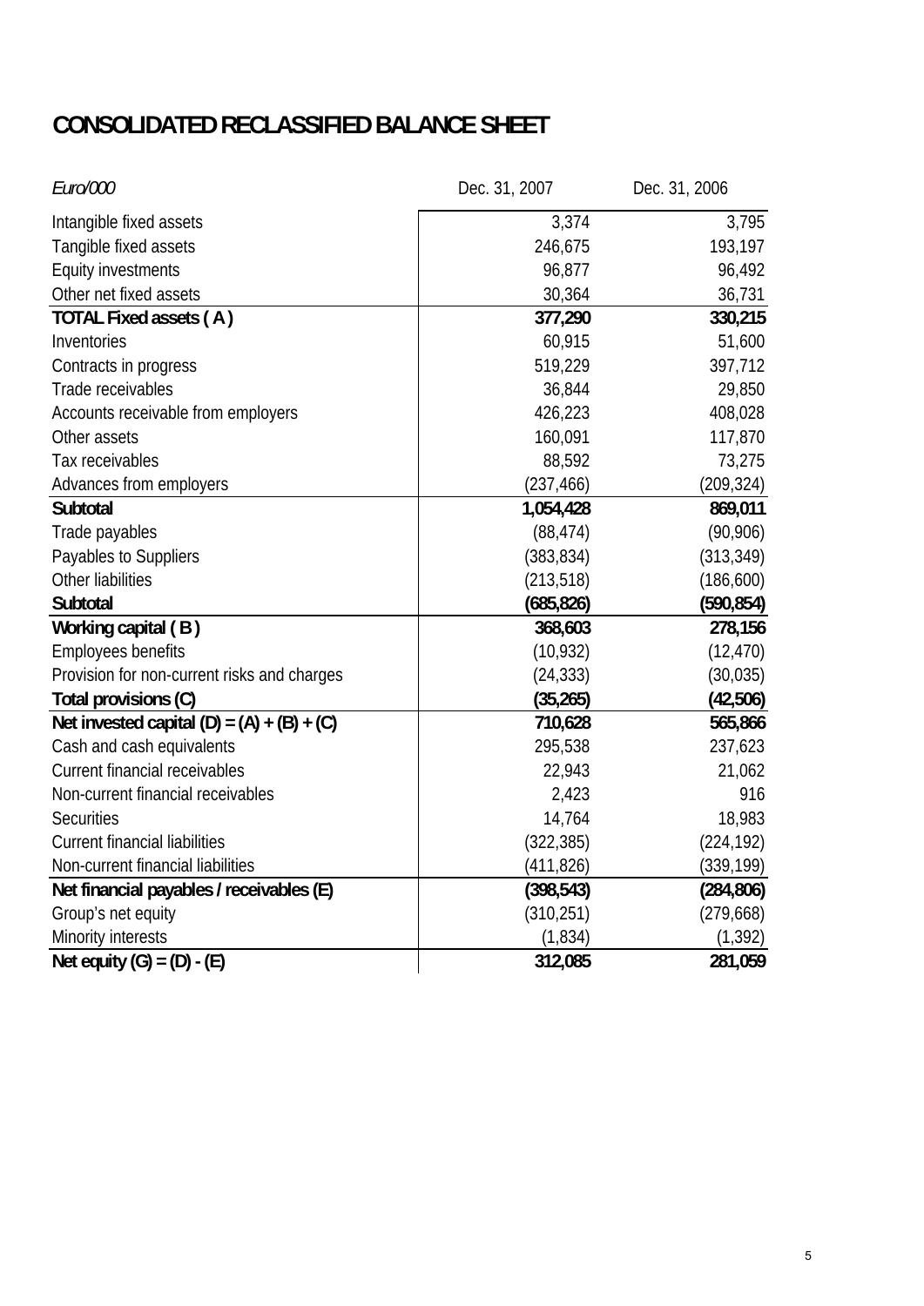# CONSOLIDATED RECLASSIFIED BALANCE SHEET

| *Euro/000* | Dec. 31, 2007 | Dec. 31, 2006 |
|---|---:|---:|
| Intangible fixed assets | 3,374 | 3,795 |
| Tangible fixed assets | 246,675 | 193,197 |
| Equity investments | 96,877 | 96,492 |
| Other net fixed assets | 30,364 | 36,731 |
| **TOTAL Fixed assets ( A )** | **377,290** | **330,215** |
| Inventories | 60,915 | 51,600 |
| Contracts in progress | 519,229 | 397,712 |
| Trade receivables | 36,844 | 29,850 |
| Accounts receivable from employers | 426,223 | 408,028 |
| Other assets | 160,091 | 117,870 |
| Tax receivables | 88,592 | 73,275 |
| Advances from employers | (237,466) | (209,324) |
| **Subtotal** | **1,054,428** | **869,011** |
| Trade payables | (88,474) | (90,906) |
| Payables to Suppliers | (383,834) | (313,349) |
| Other liabilities | (213,518) | (186,600) |
| **Subtotal** | **(685,826)** | **(590,854)** |
| **Working capital ( B )** | **368,603** | **278,156** |
| Employees benefits | (10,932) | (12,470) |
| Provision for non-current risks and charges | (24,333) | (30,035) |
| **Total provisions (C)** | **(35,265)** | **(42,506)** |
| **Net invested capital (D) = (A) + (B) + (C)** | **710,628** | **565,866** |
| Cash and cash equivalents | 295,538 | 237,623 |
| Current financial receivables | 22,943 | 21,062 |
| Non-current financial receivables | 2,423 | 916 |
| Securities | 14,764 | 18,983 |
| Current financial liabilities | (322,385) | (224,192) |
| Non-current financial liabilities | (411,826) | (339,199) |
| **Net financial payables / receivables (E)** | **(398,543)** | **(284,806)** |
| Group's net equity | (310,251) | (279,668) |
| Minority interests | (1,834) | (1,392) |
| **Net equity (G) = (D) - (E)** | **312,085** | **281,059** |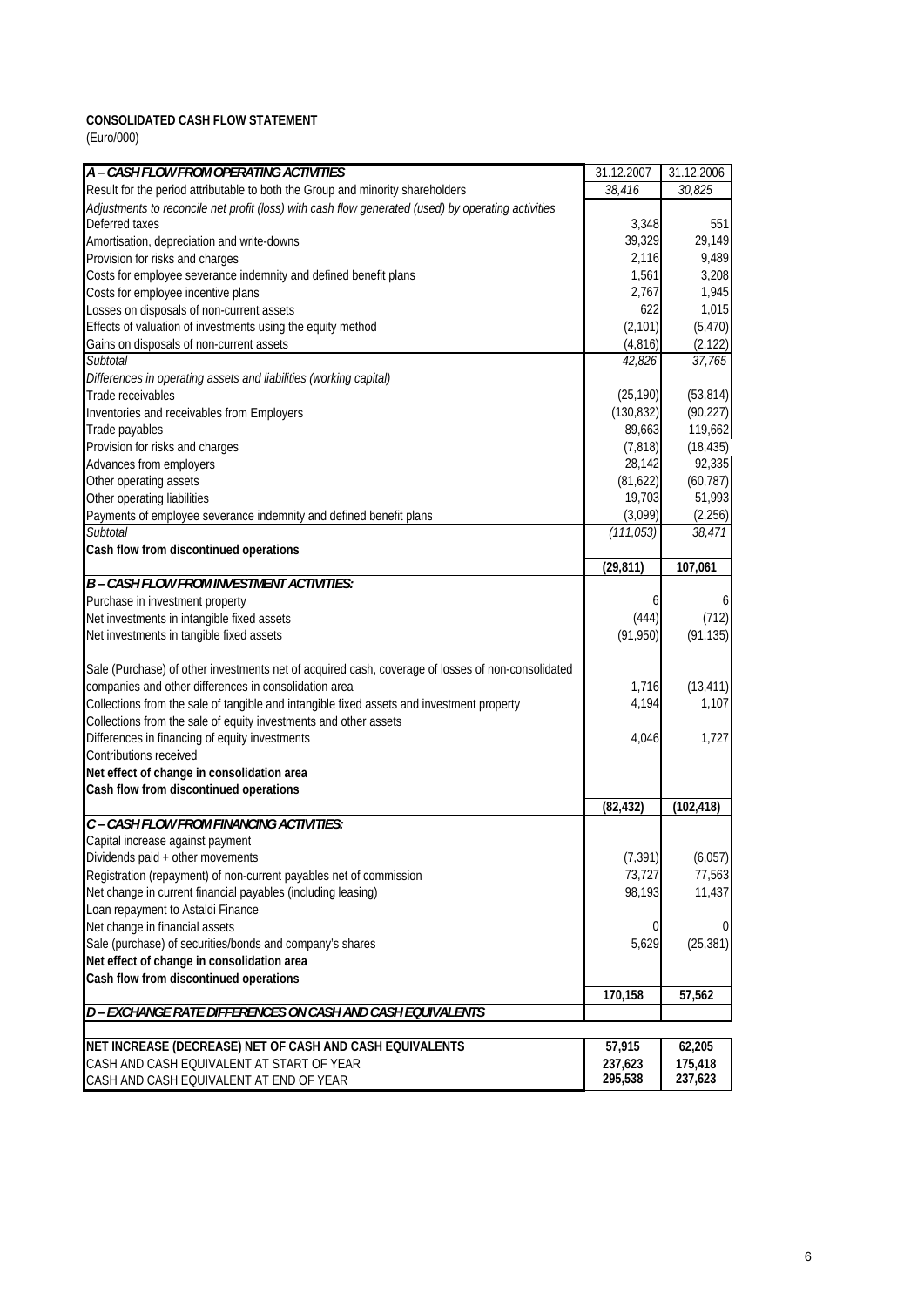**CONSOLIDATED CASH FLOW STATEMENT**
(Euro/000)

| *A – CASH FLOW FROM OPERATING ACTIVITIES* | 31.12.2007 | 31.12.2006 |
|---|---|---|
| Result for the period attributable to both the Group and minority shareholders | *38,416* | *30,825* |
| *Adjustments to reconcile net profit (loss) with cash flow generated (used) by operating activities* | | |
| Deferred taxes | 3,348 | 551 |
| Amortisation, depreciation and write-downs | 39,329 | 29,149 |
| Provision for risks and charges | 2,116 | 9,489 |
| Costs for employee severance indemnity and defined benefit plans | 1,561 | 3,208 |
| Costs for employee incentive plans | 2,767 | 1,945 |
| Losses on disposals of non-current assets | 622 | 1,015 |
| Effects of valuation of investments using the equity method | (2,101) | (5,470) |
| Gains on disposals of non-current assets | (4,816) | (2,122) |
| *Subtotal* | *42,826* | *37,765* |
| *Differences in operating assets and liabilities (working capital)* | | |
| Trade receivables | (25,190) | (53,814) |
| Inventories and receivables from Employers | (130,832) | (90,227) |
| Trade payables | 89,663 | 119,662 |
| Provision for risks and charges | (7,818) | (18,435) |
| Advances from employers | 28,142 | 92,335 |
| Other operating assets | (81,622) | (60,787) |
| Other operating liabilities | 19,703 | 51,993 |
| Payments of employee severance indemnity and defined benefit plans | (3,099) | (2,256) |
| *Subtotal* | *(111,053)* | *38,471* |
| **Cash flow from discontinued operations** | | |
| | **(29,811)** | **107,061** |
| ***B – CASH FLOW FROM INVESTMENT ACTIVITIES:*** | | |
| Purchase in investment property | 6 | 6 |
| Net investments in intangible fixed assets | (444) | (712) |
| Net investments in tangible fixed assets | (91,950) | (91,135) |
| Sale (Purchase) of other investments net of acquired cash, coverage of losses of non-consolidated companies and other differences in consolidation area | 1,716 | (13,411) |
| Collections from the sale of tangible and intangible fixed assets and investment property | 4,194 | 1,107 |
| Collections from the sale of equity investments and other assets | | |
| Differences in financing of equity investments | 4,046 | 1,727 |
| Contributions received | | |
| **Net effect of change in consolidation area** | | |
| **Cash flow from discontinued operations** | | |
| | **(82,432)** | **(102,418)** |
| ***C – CASH FLOW FROM FINANCING ACTIVITIES:*** | | |
| Capital increase against payment | | |
| Dividends paid + other movements | (7,391) | (6,057) |
| Registration (repayment) of non-current payables net of commission | 73,727 | 77,563 |
| Net change in current financial payables (including leasing) | 98,193 | 11,437 |
| Loan repayment to Astaldi Finance | | |
| Net change in financial assets | 0 | 0 |
| Sale (purchase) of securities/bonds and company's shares | 5,629 | (25,381) |
| **Net effect of change in consolidation area** | | |
| **Cash flow from discontinued operations** | | |
| | **170,158** | **57,562** |
| ***D – EXCHANGE RATE DIFFERENCES ON CASH AND CASH EQUIVALENTS*** | | |
| | | |
| **NET INCREASE (DECREASE) NET OF CASH AND CASH EQUIVALENTS** | **57,915** | **62,205** |
| CASH AND CASH EQUIVALENT AT START OF YEAR | **237,623** | **175,418** |
| CASH AND CASH EQUIVALENT AT END OF YEAR | **295,538** | **237,623** |